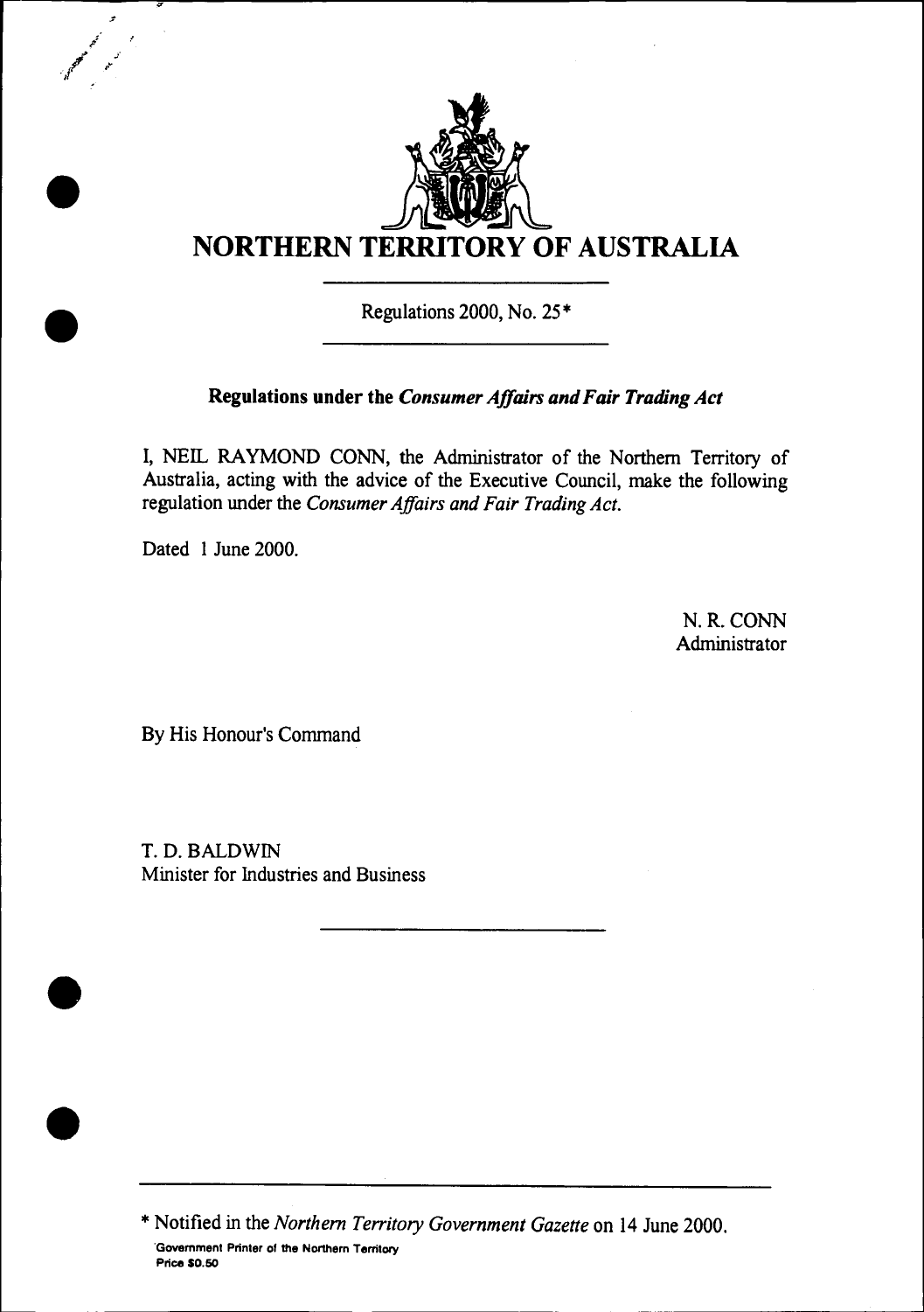# NORTHERN TERRITORY OF AUSTRALIA

Regulations 2000, No. 25*

**Regulations under the *Consumer Affairs and Fair Trading Act***

I, NEIL RAYMOND CONN, the Administrator of the Northern Territory of Australia, acting with the advice of the Executive Council, make the following regulation under the *Consumer Affairs and Fair Trading Act*.

Dated 1 June 2000.

N. R. CONN
Administrator

By His Honour's Command

T. D. BALDWIN
Minister for Industries and Business

---

* Notified in the *Northern Territory Government Gazette* on 14 June 2000.

Government Printer of the Northern Territory
Price $0.50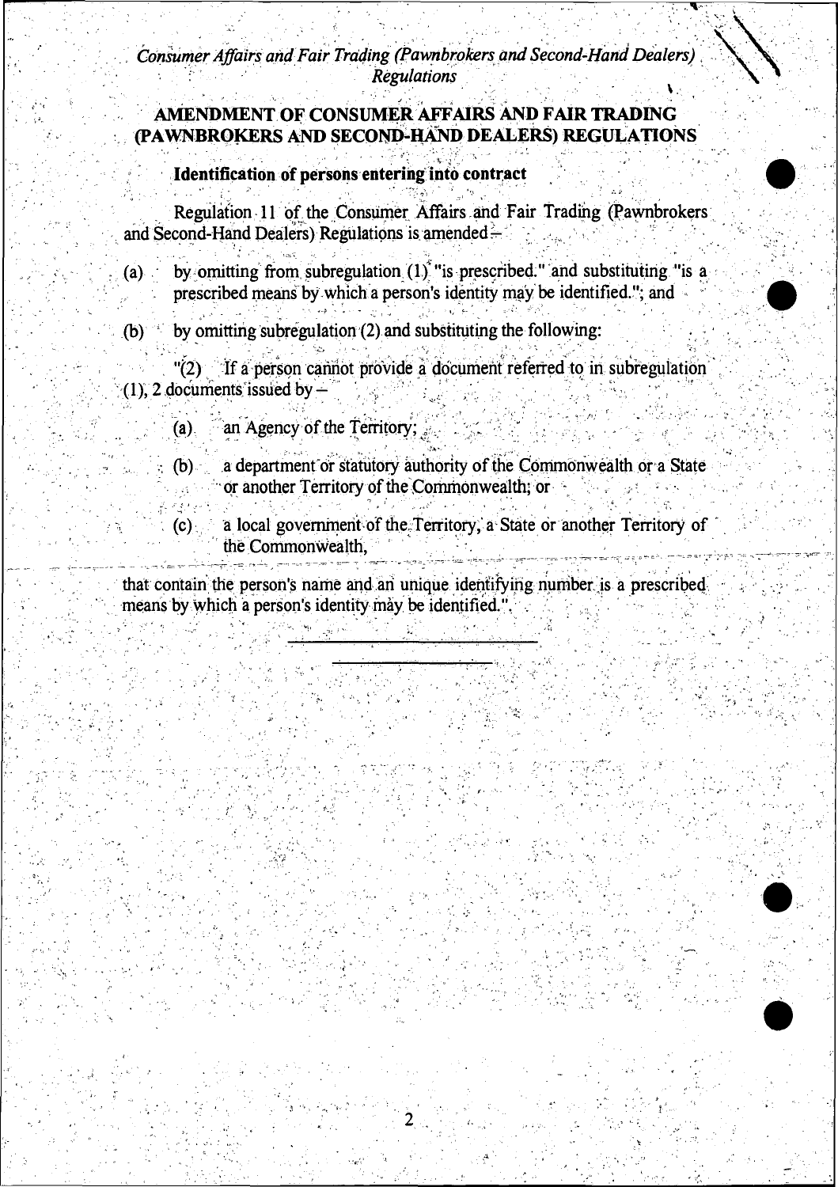## AMENDMENT OF CONSUMER AFFAIRS AND FAIR TRADING (PAWNBROKERS AND SECOND-HAND DEALERS) REGULATIONS

### Identification of persons entering into contract

Regulation 11 of the Consumer Affairs and Fair Trading (Pawnbrokers and Second-Hand Dealers) Regulations is amended –

(a) by omitting from subregulation (1) "is prescribed." and substituting "is a prescribed means by which a person's identity may be identified."; and

(b) by omitting subregulation (2) and substituting the following:

"(2) If a person cannot provide a document referred to in subregulation (1), 2 documents issued by –

(a) an Agency of the Territory;

(b) a department or statutory authority of the Commonwealth or a State or another Territory of the Commonwealth; or

(c) a local government of the Territory, a State or another Territory of the Commonwealth,

that contain the person's name and an unique identifying number is a prescribed means by which a person's identity may be identified.".